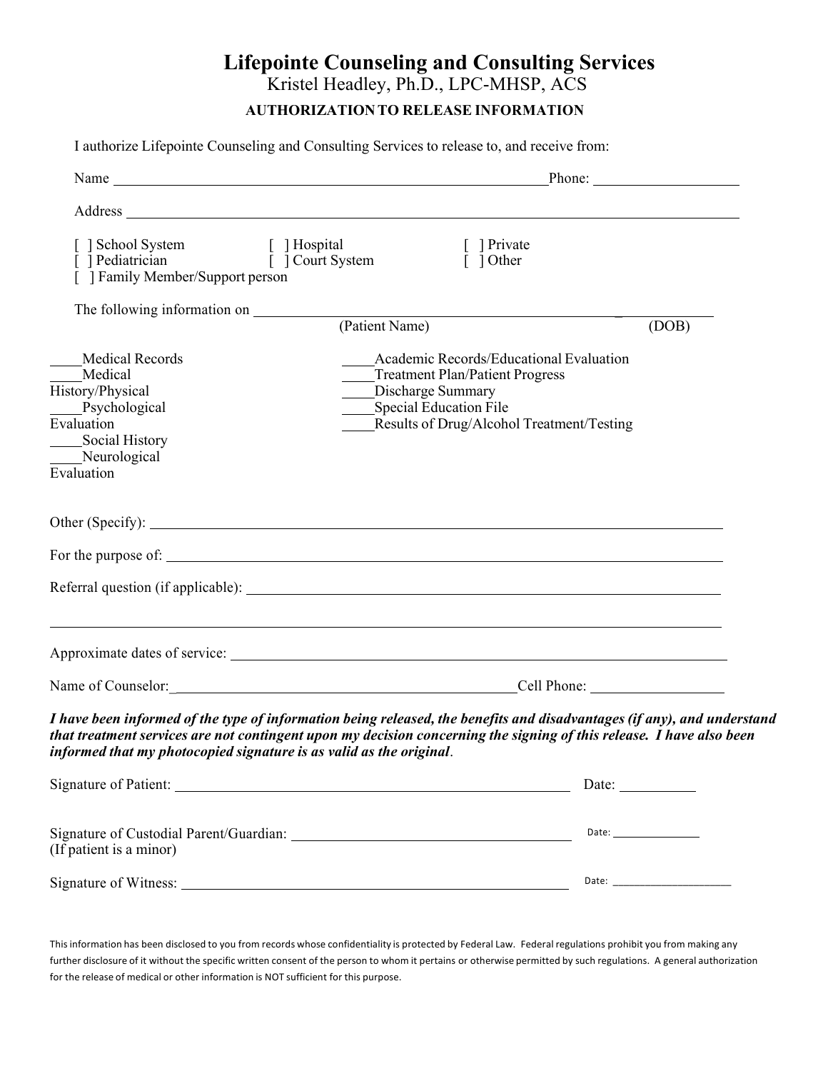# Lifepointe Counseling and Consulting Services

Kristel Headley, Ph.D., LPC-MHSP, ACS

## AUTHORIZATION TO RELEASE INFORMATION

I authorize Lifepointe Counseling and Consulting Services to release to, and receive from:

Name ______________________________________________ Phone: ________________

Address ____________________________________________________________________

[ ] School System [ ] Hospital [ ] Private
[ ] Pediatrician [ ] Court System [ ] Other
[ ] Family Member/Support person

The following information on ______________________________________ ____________
(Patient Name) (DOB)

____Medical Records
____Medical History/Physical
____Psychological Evaluation
____Social History
____Neurological Evaluation
____Academic Records/Educational Evaluation
____Treatment Plan/Patient Progress
____Discharge Summary
____Special Education File
____Results of Drug/Alcohol Treatment/Testing

Other (Specify): ____________________________________________________________

For the purpose of: __________________________________________________________

Referral question (if applicable): ____________________________________________

_____________________________________________________________________________

Approximate dates of service: ________________________________________________

Name of Counselor:_________________________________________ Cell Phone: ________________

***I have been informed of the type of information being released, the benefits and disadvantages (if any), and understand that treatment services are not contingent upon my decision concerning the signing of this release. I have also been informed that my photocopied signature is as valid as the original*.**

Signature of Patient: _____________________________________________ Date: __________

Signature of Custodial Parent/Guardian: ______________________________ Date: ____________
(If patient is a minor)

Signature of Witness: ____________________________________________ Date: ________________

This information has been disclosed to you from records whose confidentiality is protected by Federal Law. Federal regulations prohibit you from making any further disclosure of it without the specific written consent of the person to whom it pertains or otherwise permitted by such regulations. A general authorization for the release of medical or other information is NOT sufficient for this purpose.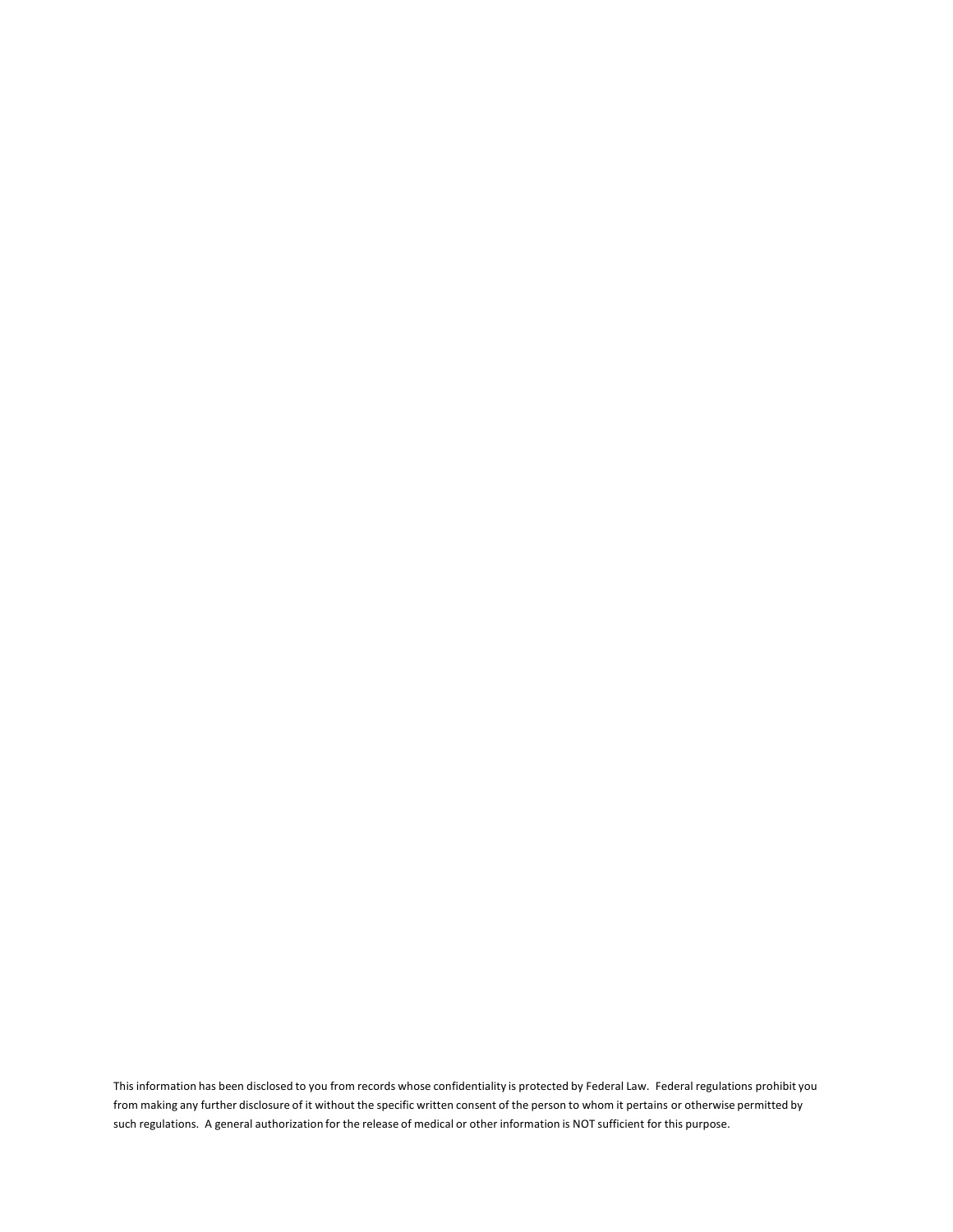This information has been disclosed to you from records whose confidentiality is protected by Federal Law. Federal regulations prohibit you from making any further disclosure of it without the specific written consent of the person to whom it pertains or otherwise permitted by such regulations. A general authorization for the release of medical or other information is NOT sufficient for this purpose.